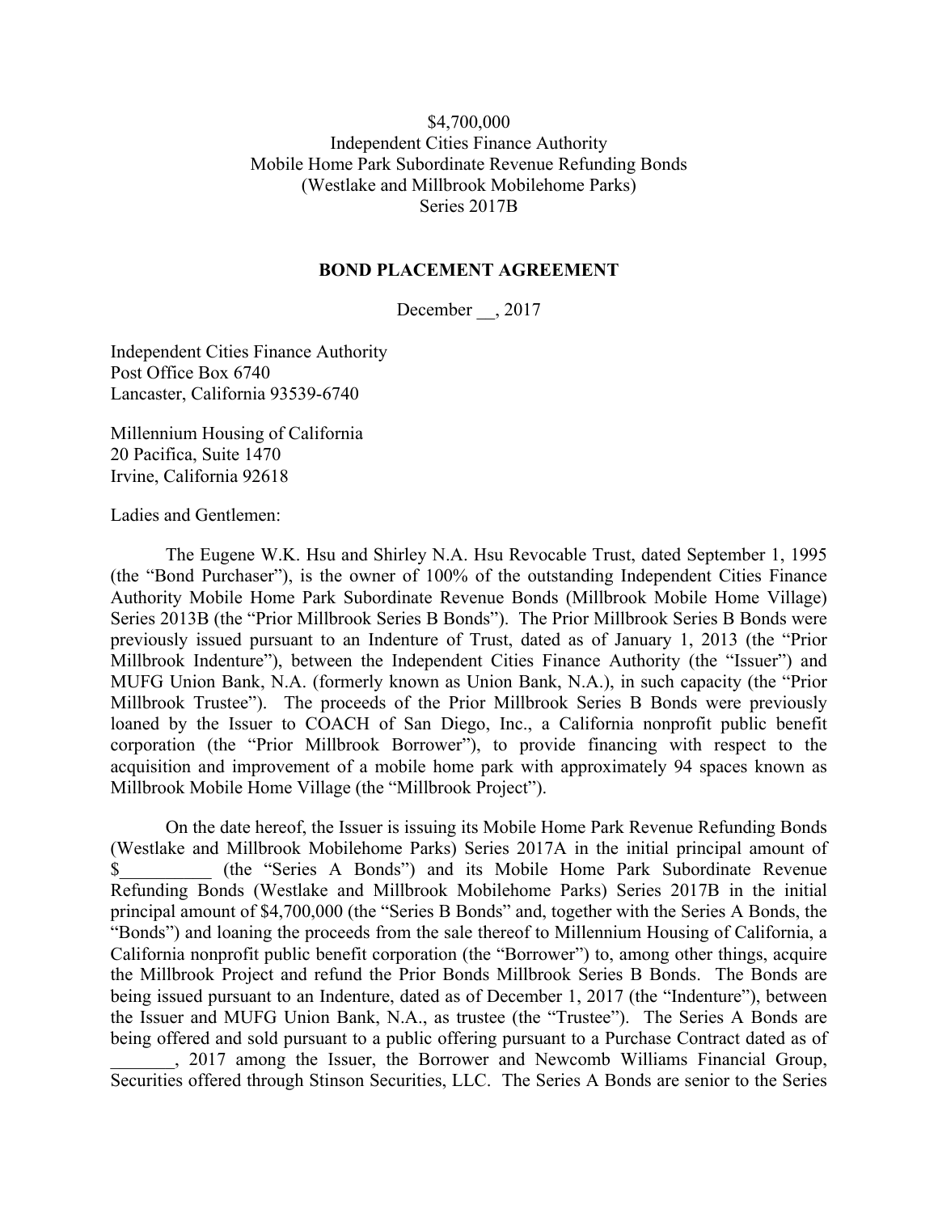$4,700,000
Independent Cities Finance Authority
Mobile Home Park Subordinate Revenue Refunding Bonds
(Westlake and Millbrook Mobilehome Parks)
Series 2017B

**BOND PLACEMENT AGREEMENT**

December __, 2017

Independent Cities Finance Authority
Post Office Box 6740
Lancaster, California 93539-6740

Millennium Housing of California
20 Pacifica, Suite 1470
Irvine, California 92618

Ladies and Gentlemen:

The Eugene W.K. Hsu and Shirley N.A. Hsu Revocable Trust, dated September 1, 1995 (the "Bond Purchaser"), is the owner of 100% of the outstanding Independent Cities Finance Authority Mobile Home Park Subordinate Revenue Bonds (Millbrook Mobile Home Village) Series 2013B (the "Prior Millbrook Series B Bonds"). The Prior Millbrook Series B Bonds were previously issued pursuant to an Indenture of Trust, dated as of January 1, 2013 (the "Prior Millbrook Indenture"), between the Independent Cities Finance Authority (the "Issuer") and MUFG Union Bank, N.A. (formerly known as Union Bank, N.A.), in such capacity (the "Prior Millbrook Trustee"). The proceeds of the Prior Millbrook Series B Bonds were previously loaned by the Issuer to COACH of San Diego, Inc., a California nonprofit public benefit corporation (the "Prior Millbrook Borrower"), to provide financing with respect to the acquisition and improvement of a mobile home park with approximately 94 spaces known as Millbrook Mobile Home Village (the "Millbrook Project").

On the date hereof, the Issuer is issuing its Mobile Home Park Revenue Refunding Bonds (Westlake and Millbrook Mobilehome Parks) Series 2017A in the initial principal amount of $__________ (the "Series A Bonds") and its Mobile Home Park Subordinate Revenue Refunding Bonds (Westlake and Millbrook Mobilehome Parks) Series 2017B in the initial principal amount of $4,700,000 (the "Series B Bonds" and, together with the Series A Bonds, the "Bonds") and loaning the proceeds from the sale thereof to Millennium Housing of California, a California nonprofit public benefit corporation (the "Borrower") to, among other things, acquire the Millbrook Project and refund the Prior Bonds Millbrook Series B Bonds. The Bonds are being issued pursuant to an Indenture, dated as of December 1, 2017 (the "Indenture"), between the Issuer and MUFG Union Bank, N.A., as trustee (the "Trustee"). The Series A Bonds are being offered and sold pursuant to a public offering pursuant to a Purchase Contract dated as of _______, 2017 among the Issuer, the Borrower and Newcomb Williams Financial Group, Securities offered through Stinson Securities, LLC. The Series A Bonds are senior to the Series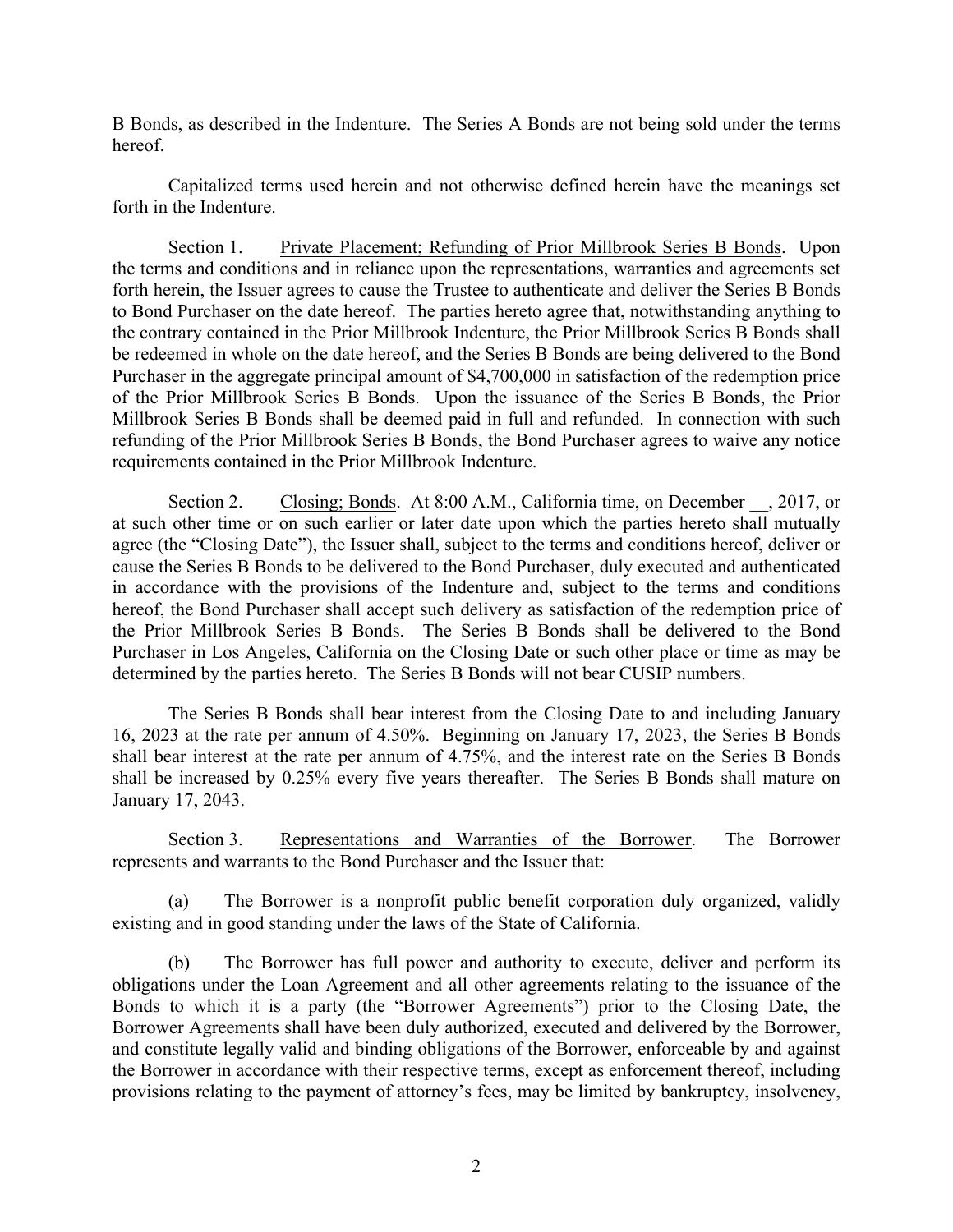B Bonds, as described in the Indenture. The Series A Bonds are not being sold under the terms hereof.

Capitalized terms used herein and not otherwise defined herein have the meanings set forth in the Indenture.

Section 1. Private Placement; Refunding of Prior Millbrook Series B Bonds. Upon the terms and conditions and in reliance upon the representations, warranties and agreements set forth herein, the Issuer agrees to cause the Trustee to authenticate and deliver the Series B Bonds to Bond Purchaser on the date hereof. The parties hereto agree that, notwithstanding anything to the contrary contained in the Prior Millbrook Indenture, the Prior Millbrook Series B Bonds shall be redeemed in whole on the date hereof, and the Series B Bonds are being delivered to the Bond Purchaser in the aggregate principal amount of $4,700,000 in satisfaction of the redemption price of the Prior Millbrook Series B Bonds. Upon the issuance of the Series B Bonds, the Prior Millbrook Series B Bonds shall be deemed paid in full and refunded. In connection with such refunding of the Prior Millbrook Series B Bonds, the Bond Purchaser agrees to waive any notice requirements contained in the Prior Millbrook Indenture.

Section 2. Closing; Bonds. At 8:00 A.M., California time, on December __, 2017, or at such other time or on such earlier or later date upon which the parties hereto shall mutually agree (the "Closing Date"), the Issuer shall, subject to the terms and conditions hereof, deliver or cause the Series B Bonds to be delivered to the Bond Purchaser, duly executed and authenticated in accordance with the provisions of the Indenture and, subject to the terms and conditions hereof, the Bond Purchaser shall accept such delivery as satisfaction of the redemption price of the Prior Millbrook Series B Bonds. The Series B Bonds shall be delivered to the Bond Purchaser in Los Angeles, California on the Closing Date or such other place or time as may be determined by the parties hereto. The Series B Bonds will not bear CUSIP numbers.

The Series B Bonds shall bear interest from the Closing Date to and including January 16, 2023 at the rate per annum of 4.50%. Beginning on January 17, 2023, the Series B Bonds shall bear interest at the rate per annum of 4.75%, and the interest rate on the Series B Bonds shall be increased by 0.25% every five years thereafter. The Series B Bonds shall mature on January 17, 2043.

Section 3. Representations and Warranties of the Borrower. The Borrower represents and warrants to the Bond Purchaser and the Issuer that:

(a) The Borrower is a nonprofit public benefit corporation duly organized, validly existing and in good standing under the laws of the State of California.

(b) The Borrower has full power and authority to execute, deliver and perform its obligations under the Loan Agreement and all other agreements relating to the issuance of the Bonds to which it is a party (the "Borrower Agreements") prior to the Closing Date, the Borrower Agreements shall have been duly authorized, executed and delivered by the Borrower, and constitute legally valid and binding obligations of the Borrower, enforceable by and against the Borrower in accordance with their respective terms, except as enforcement thereof, including provisions relating to the payment of attorney's fees, may be limited by bankruptcy, insolvency,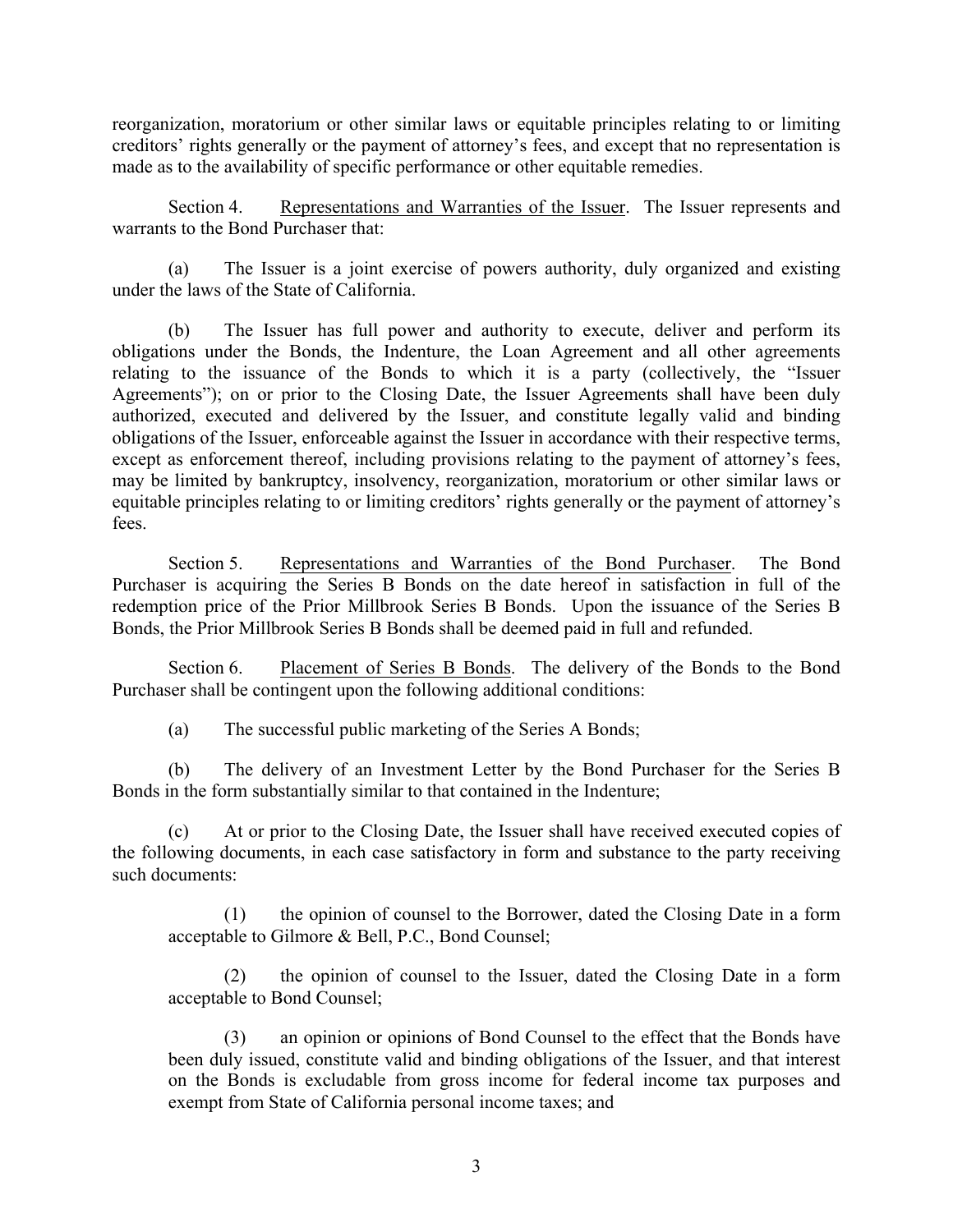reorganization, moratorium or other similar laws or equitable principles relating to or limiting creditors' rights generally or the payment of attorney's fees, and except that no representation is made as to the availability of specific performance or other equitable remedies.

Section 4. Representations and Warranties of the Issuer. The Issuer represents and warrants to the Bond Purchaser that:

(a) The Issuer is a joint exercise of powers authority, duly organized and existing under the laws of the State of California.

(b) The Issuer has full power and authority to execute, deliver and perform its obligations under the Bonds, the Indenture, the Loan Agreement and all other agreements relating to the issuance of the Bonds to which it is a party (collectively, the "Issuer Agreements"); on or prior to the Closing Date, the Issuer Agreements shall have been duly authorized, executed and delivered by the Issuer, and constitute legally valid and binding obligations of the Issuer, enforceable against the Issuer in accordance with their respective terms, except as enforcement thereof, including provisions relating to the payment of attorney's fees, may be limited by bankruptcy, insolvency, reorganization, moratorium or other similar laws or equitable principles relating to or limiting creditors' rights generally or the payment of attorney's fees.

Section 5. Representations and Warranties of the Bond Purchaser. The Bond Purchaser is acquiring the Series B Bonds on the date hereof in satisfaction in full of the redemption price of the Prior Millbrook Series B Bonds. Upon the issuance of the Series B Bonds, the Prior Millbrook Series B Bonds shall be deemed paid in full and refunded.

Section 6. Placement of Series B Bonds. The delivery of the Bonds to the Bond Purchaser shall be contingent upon the following additional conditions:

(a) The successful public marketing of the Series A Bonds;

(b) The delivery of an Investment Letter by the Bond Purchaser for the Series B Bonds in the form substantially similar to that contained in the Indenture;

(c) At or prior to the Closing Date, the Issuer shall have received executed copies of the following documents, in each case satisfactory in form and substance to the party receiving such documents:

(1) the opinion of counsel to the Borrower, dated the Closing Date in a form acceptable to Gilmore & Bell, P.C., Bond Counsel;

(2) the opinion of counsel to the Issuer, dated the Closing Date in a form acceptable to Bond Counsel;

(3) an opinion or opinions of Bond Counsel to the effect that the Bonds have been duly issued, constitute valid and binding obligations of the Issuer, and that interest on the Bonds is excludable from gross income for federal income tax purposes and exempt from State of California personal income taxes; and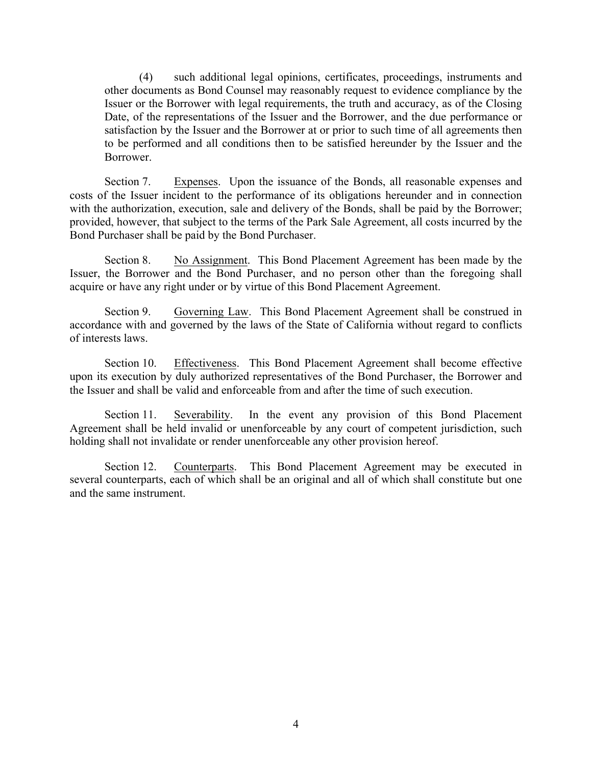(4) such additional legal opinions, certificates, proceedings, instruments and other documents as Bond Counsel may reasonably request to evidence compliance by the Issuer or the Borrower with legal requirements, the truth and accuracy, as of the Closing Date, of the representations of the Issuer and the Borrower, and the due performance or satisfaction by the Issuer and the Borrower at or prior to such time of all agreements then to be performed and all conditions then to be satisfied hereunder by the Issuer and the Borrower.

Section 7. Expenses. Upon the issuance of the Bonds, all reasonable expenses and costs of the Issuer incident to the performance of its obligations hereunder and in connection with the authorization, execution, sale and delivery of the Bonds, shall be paid by the Borrower; provided, however, that subject to the terms of the Park Sale Agreement, all costs incurred by the Bond Purchaser shall be paid by the Bond Purchaser.

Section 8. No Assignment. This Bond Placement Agreement has been made by the Issuer, the Borrower and the Bond Purchaser, and no person other than the foregoing shall acquire or have any right under or by virtue of this Bond Placement Agreement.

Section 9. Governing Law. This Bond Placement Agreement shall be construed in accordance with and governed by the laws of the State of California without regard to conflicts of interests laws.

Section 10. Effectiveness. This Bond Placement Agreement shall become effective upon its execution by duly authorized representatives of the Bond Purchaser, the Borrower and the Issuer and shall be valid and enforceable from and after the time of such execution.

Section 11. Severability. In the event any provision of this Bond Placement Agreement shall be held invalid or unenforceable by any court of competent jurisdiction, such holding shall not invalidate or render unenforceable any other provision hereof.

Section 12. Counterparts. This Bond Placement Agreement may be executed in several counterparts, each of which shall be an original and all of which shall constitute but one and the same instrument.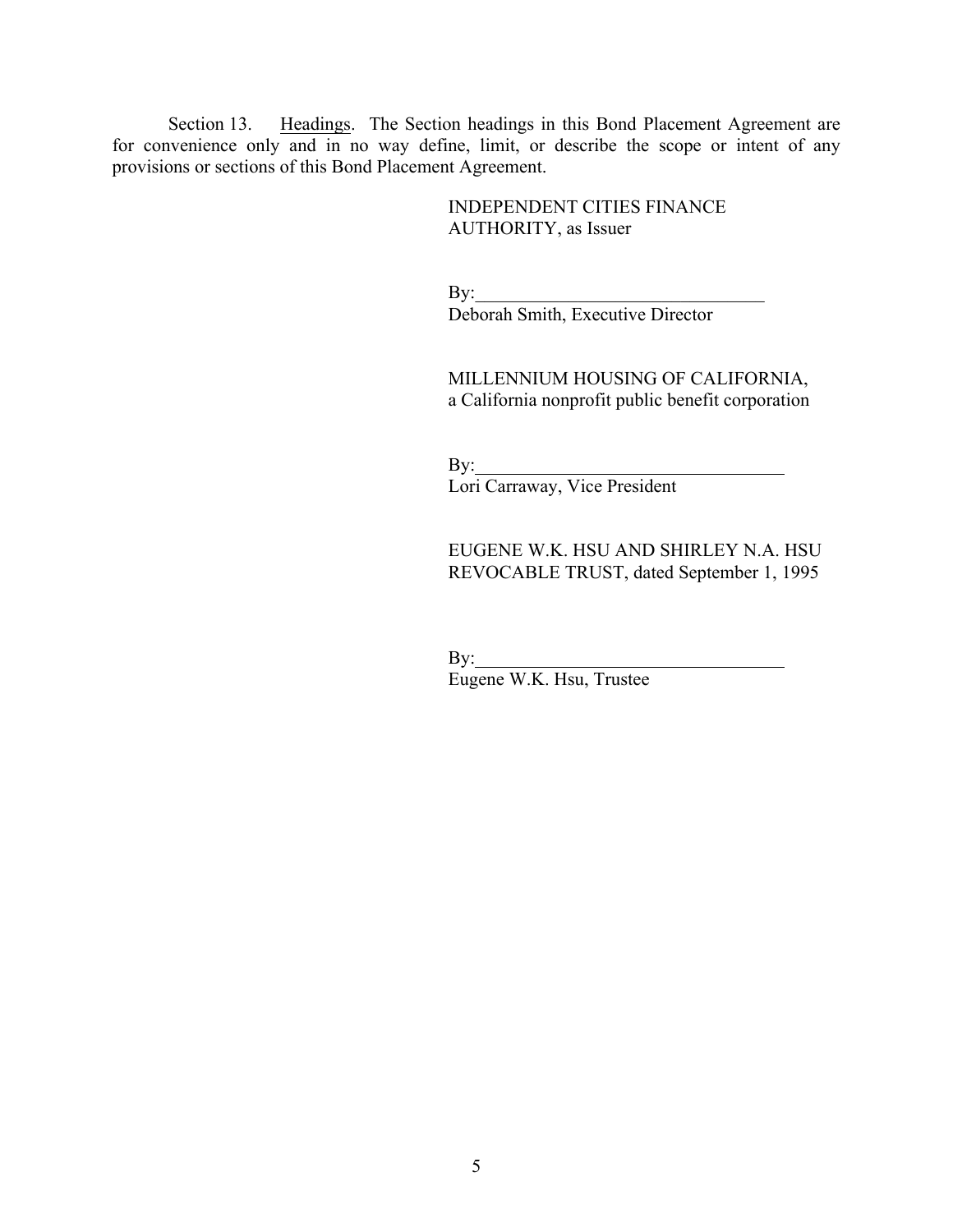Section 13. Headings. The Section headings in this Bond Placement Agreement are for convenience only and in no way define, limit, or describe the scope or intent of any provisions or sections of this Bond Placement Agreement.

INDEPENDENT CITIES FINANCE AUTHORITY, as Issuer

By:\_\_\_\_\_\_\_\_\_\_\_\_\_\_\_\_\_\_\_\_\_\_\_\_\_\_\_\_\_\_\_\_
Deborah Smith, Executive Director

MILLENNIUM HOUSING OF CALIFORNIA, a California nonprofit public benefit corporation

By:\_\_\_\_\_\_\_\_\_\_\_\_\_\_\_\_\_\_\_\_\_\_\_\_\_\_\_\_\_\_\_\_
Lori Carraway, Vice President

EUGENE W.K. HSU AND SHIRLEY N.A. HSU REVOCABLE TRUST, dated September 1, 1995

By:\_\_\_\_\_\_\_\_\_\_\_\_\_\_\_\_\_\_\_\_\_\_\_\_\_\_\_\_\_\_\_\_
Eugene W.K. Hsu, Trustee